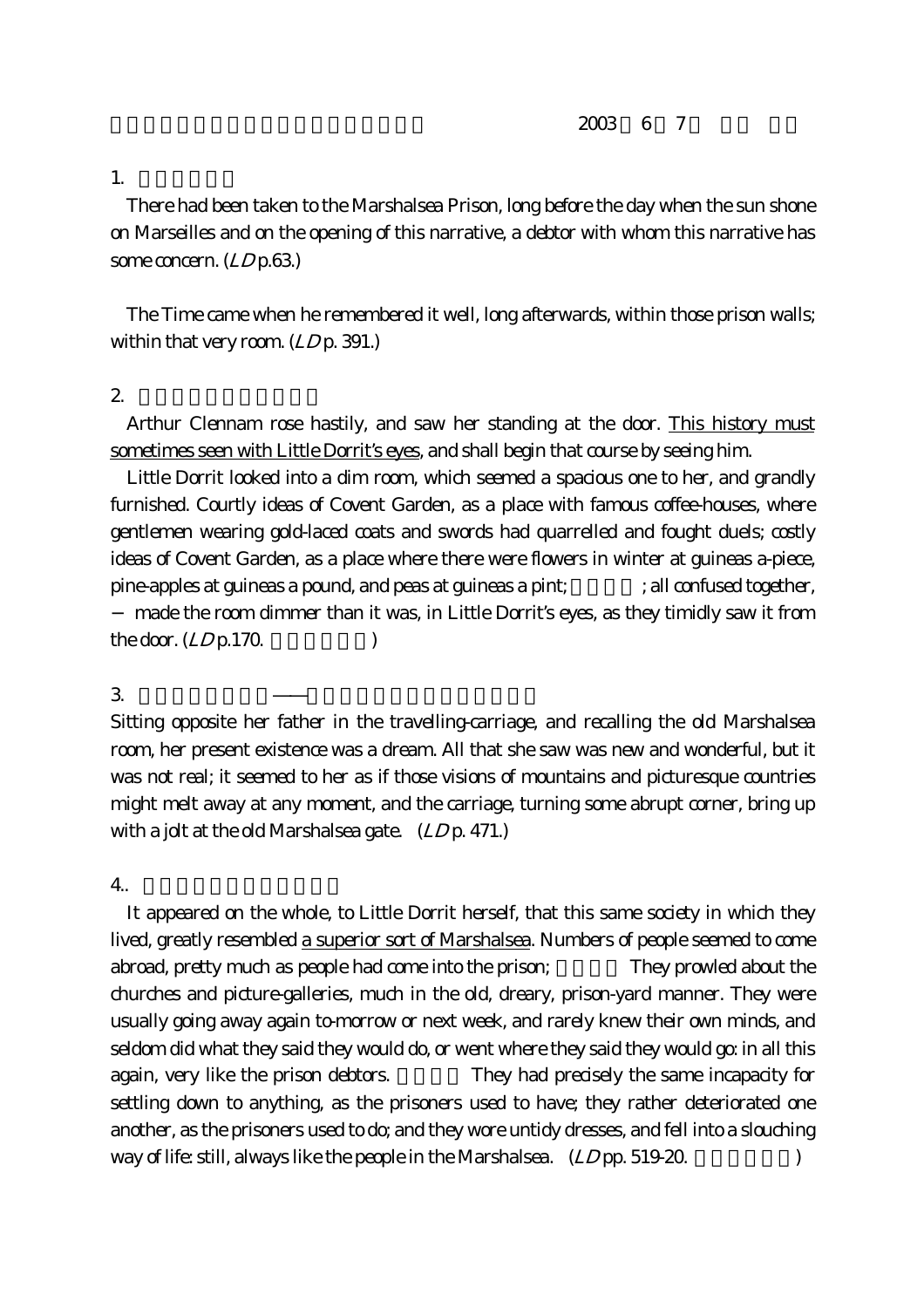2003 6 7

1.

There had been taken to the Marshalsea Prison, long before the day when the sun shone on Marseilles and on the opening of this narrative, a debtor with whom this narrative has some concern. (*LD* p.63.)

The Time came when he remembered it well, long afterwards, within those prison walls; within that very room. (*LD* p. 391.)

2.

Arthur Clennam rose hastily, and saw her standing at the door. <u>This history must sometimes seen with Little Dorrit's eyes</u>, and shall begin that course by seeing him.

Little Dorrit looked into a dim room, which seemed a spacious one to her, and grandly furnished. Courtly ideas of Covent Garden, as a place with famous coffee-houses, where gentlemen wearing gold-laced coats and swords had quarrelled and fought duels; costly ideas of Covent Garden, as a place where there were flowers in winter at guineas a-piece, pine-apples at guineas a pound, and peas at guineas a pint; ; all confused together, − made the room dimmer than it was, in Little Dorrit's eyes, as they timidly saw it from the door. (*LD* p.170. )

3.

Sitting opposite her father in the travelling-carriage, and recalling the old Marshalsea room, her present existence was a dream. All that she saw was new and wonderful, but it was not real; it seemed to her as if those visions of mountains and picturesque countries might melt away at any moment, and the carriage, turning some abrupt corner, bring up with a jolt at the old Marshalsea gate. (*LD* p. 471.)

4..

It appeared on the whole, to Little Dorrit herself, that this same society in which they lived, greatly resembled <u>a superior sort of Marshalsea</u>. Numbers of people seemed to come abroad, pretty much as people had come into the prison; They prowled about the churches and picture-galleries, much in the old, dreary, prison-yard manner. They were usually going away again to-morrow or next week, and rarely knew their own minds, and seldom did what they said they would do, or went where they said they would go: in all this again, very like the prison debtors. They had precisely the same incapacity for settling down to anything, as the prisoners used to have; they rather deteriorated one another, as the prisoners used to do; and they wore untidy dresses, and fell into a slouching way of life: still, always like the people in the Marshalsea. (*LD* pp. 519-20. )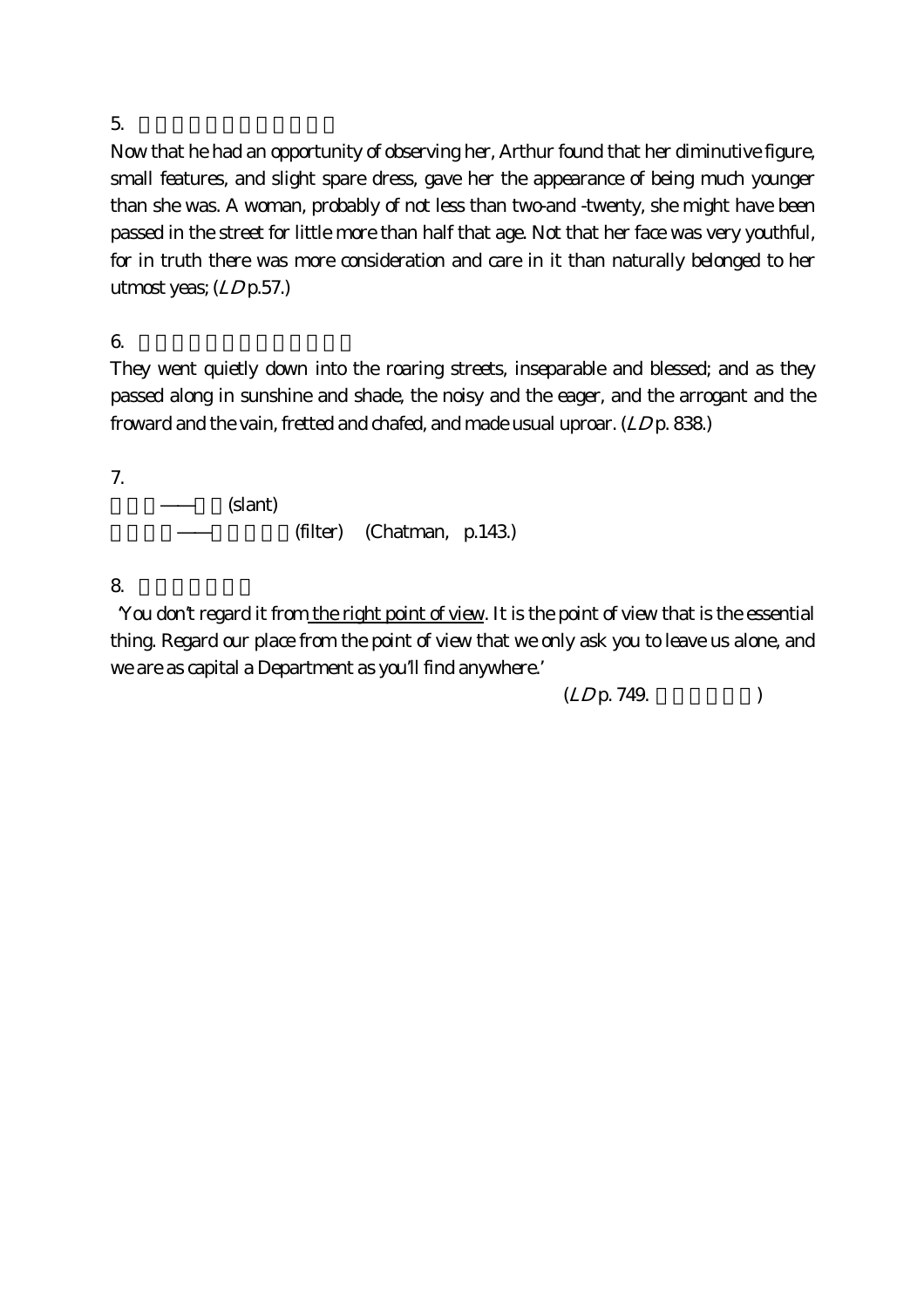5.

Now that he had an opportunity of observing her, Arthur found that her diminutive figure, small features, and slight spare dress, gave her the appearance of being much younger than she was. A woman, probably of not less than two-and -twenty, she might have been passed in the street for little more than half that age. Not that her face was very youthful, for in truth there was more consideration and care in it than naturally belonged to her utmost yeas; (*LD* p.57.)

6.

They went quietly down into the roaring streets, inseparable and blessed; and as they passed along in sunshine and shade, the noisy and the eager, and the arrogant and the froward and the vain, fretted and chafed, and made usual uproar. (*LD* p. 838.)

7.

—— (slant)

—— (filter) (Chatman, p.143.)

8.

'You don't regard it from <u>the right point of view</u>. It is the point of view that is the essential thing. Regard our place from the point of view that we only ask you to leave us alone, and we are as capital a Department as you'll find anywhere.'

(*LD* p. 749. )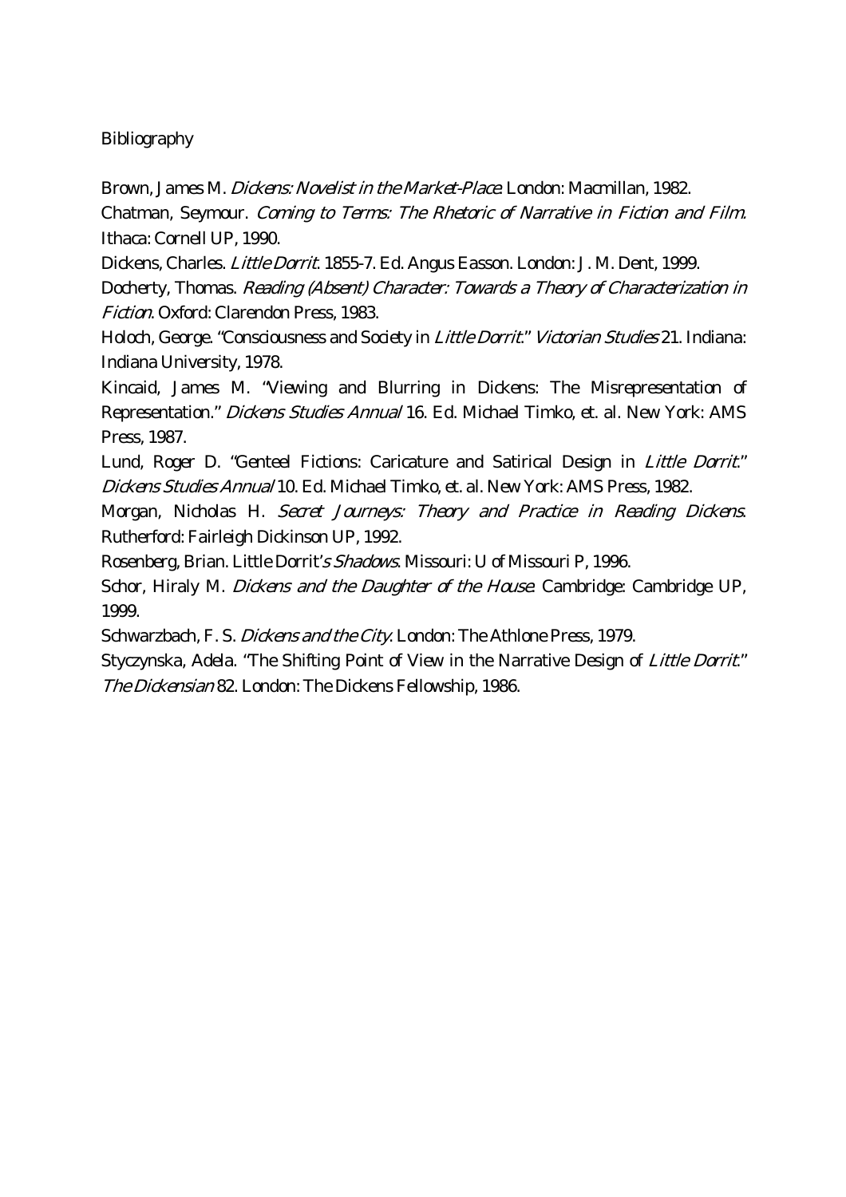Bibliography

Brown, James M. *Dickens: Novelist in the Market-Place*. London: Macmillan, 1982.

Chatman, Seymour. *Coming to Terms: The Rhetoric of Narrative in Fiction and Film*. Ithaca: Cornell UP, 1990.

Dickens, Charles. *Little Dorrit*. 1855-7. Ed. Angus Easson. London: J. M. Dent, 1999.

Docherty, Thomas. *Reading (Absent) Character: Towards a Theory of Characterization in Fiction*. Oxford: Clarendon Press, 1983.

Holoch, George. "Consciousness and Society in *Little Dorrit*." *Victorian Studies* 21. Indiana: Indiana University, 1978.

Kincaid, James M. "Viewing and Blurring in Dickens: The Misrepresentation of Representation." *Dickens Studies Annual* 16. Ed. Michael Timko, et. al. New York: AMS Press, 1987.

Lund, Roger D. "Genteel Fictions: Caricature and Satirical Design in *Little Dorrit*." *Dickens Studies Annual* 10. Ed. Michael Timko, et. al. New York: AMS Press, 1982.

Morgan, Nicholas H. *Secret Journeys: Theory and Practice in Reading Dickens*. Rutherford: Fairleigh Dickinson UP, 1992.

Rosenberg, Brian. Little Dorrit*'s Shadows*. Missouri: U of Missouri P, 1996.

Schor, Hiraly M. *Dickens and the Daughter of the House*. Cambridge: Cambridge UP, 1999.

Schwarzbach, F. S. *Dickens and the City*. London: The Athlone Press, 1979.

Styczynska, Adela. "The Shifting Point of View in the Narrative Design of *Little Dorrit*." *The Dickensian* 82. London: The Dickens Fellowship, 1986.